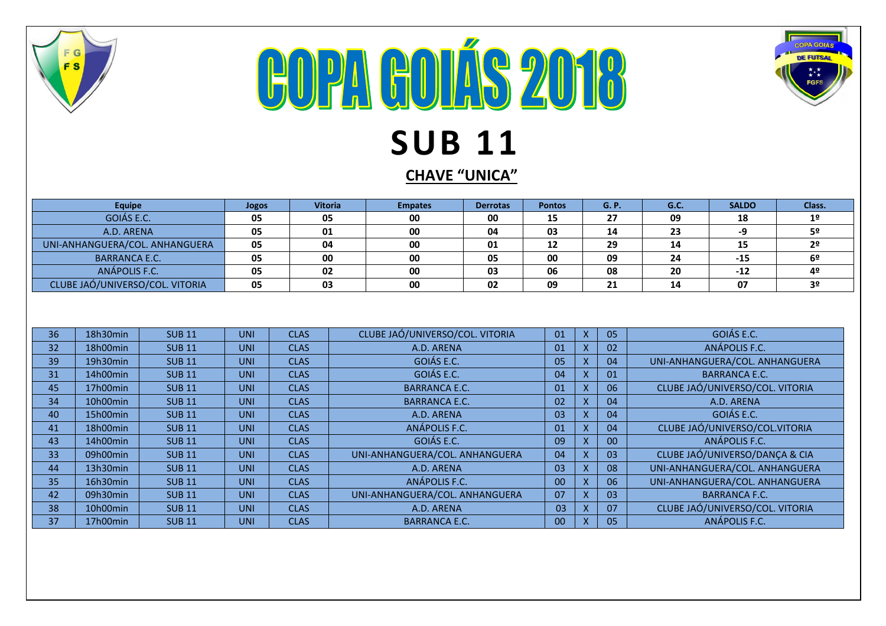# COPA GOIÁS 2018

# SUB 11

## CHAVE "UNICA"

| Equipe | Jogos | Vitoria | Empates | Derrotas | Pontos | G. P. | G.C. | SALDO | Class. |
|---|---|---|---|---|---|---|---|---|---|
| GOIÁS E.C. | 05 | 05 | 00 | 00 | 15 | 27 | 09 | 18 | 1º |
| A.D. ARENA | 05 | 01 | 00 | 04 | 03 | 14 | 23 | -9 | 5º |
| UNI-ANHANGUERA/COL. ANHANGUERA | 05 | 04 | 00 | 01 | 12 | 29 | 14 | 15 | 2º |
| BARRANCA E.C. | 05 | 00 | 00 | 05 | 00 | 09 | 24 | -15 | 6º |
| ANÁPOLIS F.C. | 05 | 02 | 00 | 03 | 06 | 08 | 20 | -12 | 4º |
| CLUBE JAÓ/UNIVERSO/COL. VITORIA | 05 | 03 | 00 | 02 | 09 | 21 | 14 | 07 | 3º |

| | | | | | | | | | |
|---|---|---|---|---|---|---|---|---|---|
| 36 | 18h30min | SUB 11 | UNI | CLAS | CLUBE JAÓ/UNIVERSO/COL. VITORIA | 01 | X | 05 | GOIÁS E.C. |
| 32 | 18h00min | SUB 11 | UNI | CLAS | A.D. ARENA | 01 | X | 02 | ANÁPOLIS F.C. |
| 39 | 19h30min | SUB 11 | UNI | CLAS | GOIÁS E.C. | 05 | X | 04 | UNI-ANHANGUERA/COL. ANHANGUERA |
| 31 | 14h00min | SUB 11 | UNI | CLAS | GOIÁS E.C. | 04 | X | 01 | BARRANCA E.C. |
| 45 | 17h00min | SUB 11 | UNI | CLAS | BARRANCA E.C. | 01 | X | 06 | CLUBE JAÓ/UNIVERSO/COL. VITORIA |
| 34 | 10h00min | SUB 11 | UNI | CLAS | BARRANCA E.C. | 02 | X | 04 | A.D. ARENA |
| 40 | 15h00min | SUB 11 | UNI | CLAS | A.D. ARENA | 03 | X | 04 | GOIÁS E.C. |
| 41 | 18h00min | SUB 11 | UNI | CLAS | ANÁPOLIS F.C. | 01 | X | 04 | CLUBE JAÓ/UNIVERSO/COL.VITORIA |
| 43 | 14h00min | SUB 11 | UNI | CLAS | GOIÁS E.C. | 09 | X | 00 | ANÁPOLIS F.C. |
| 33 | 09h00min | SUB 11 | UNI | CLAS | UNI-ANHANGUERA/COL. ANHANGUERA | 04 | X | 03 | CLUBE JAÓ/UNIVERSO/DANÇA & CIA |
| 44 | 13h30min | SUB 11 | UNI | CLAS | A.D. ARENA | 03 | X | 08 | UNI-ANHANGUERA/COL. ANHANGUERA |
| 35 | 16h30min | SUB 11 | UNI | CLAS | ANÁPOLIS F.C. | 00 | X | 06 | UNI-ANHANGUERA/COL. ANHANGUERA |
| 42 | 09h30min | SUB 11 | UNI | CLAS | UNI-ANHANGUERA/COL. ANHANGUERA | 07 | X | 03 | BARRANCA F.C. |
| 38 | 10h00min | SUB 11 | UNI | CLAS | A.D. ARENA | 03 | X | 07 | CLUBE JAÓ/UNIVERSO/COL. VITORIA |
| 37 | 17h00min | SUB 11 | UNI | CLAS | BARRANCA E.C. | 00 | X | 05 | ANÁPOLIS F.C. |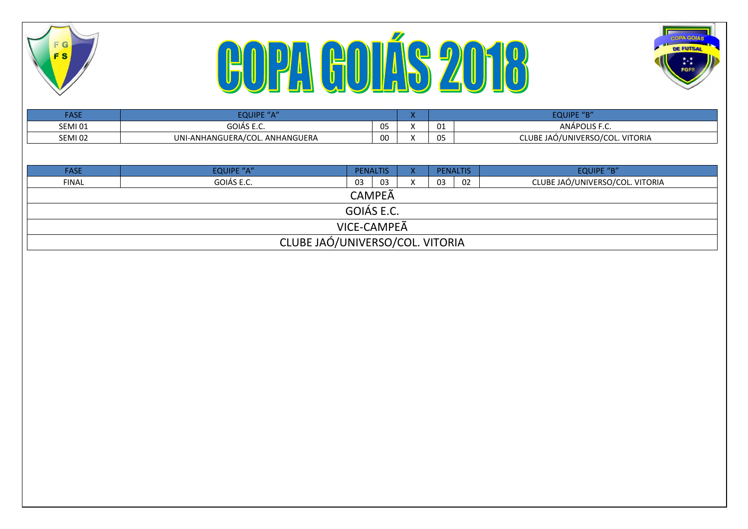# COPA GOIÁS 2018

| FASE | EQUIPE "A" | | X | | EQUIPE "B" |
|---|---|---|---|---|---|
| SEMI 01 | GOIÁS E.C. | 05 | X | 01 | ANÁPOLIS F.C. |
| SEMI 02 | UNI-ANHANGUERA/COL. ANHANGUERA | 00 | X | 05 | CLUBE JAÓ/UNIVERSO/COL. VITORIA |

| FASE | EQUIPE "A" | PENALTIS | | X | PENALTIS | | EQUIPE "B" |
|---|---|---|---|---|---|---|---|
| FINAL | GOIÁS E.C. | 03 | 03 | X | 03 | 02 | CLUBE JAÓ/UNIVERSO/COL. VITORIA |

CAMPEÃ

GOIÁS E.C.

VICE-CAMPEÃ

CLUBE JAÓ/UNIVERSO/COL. VITORIA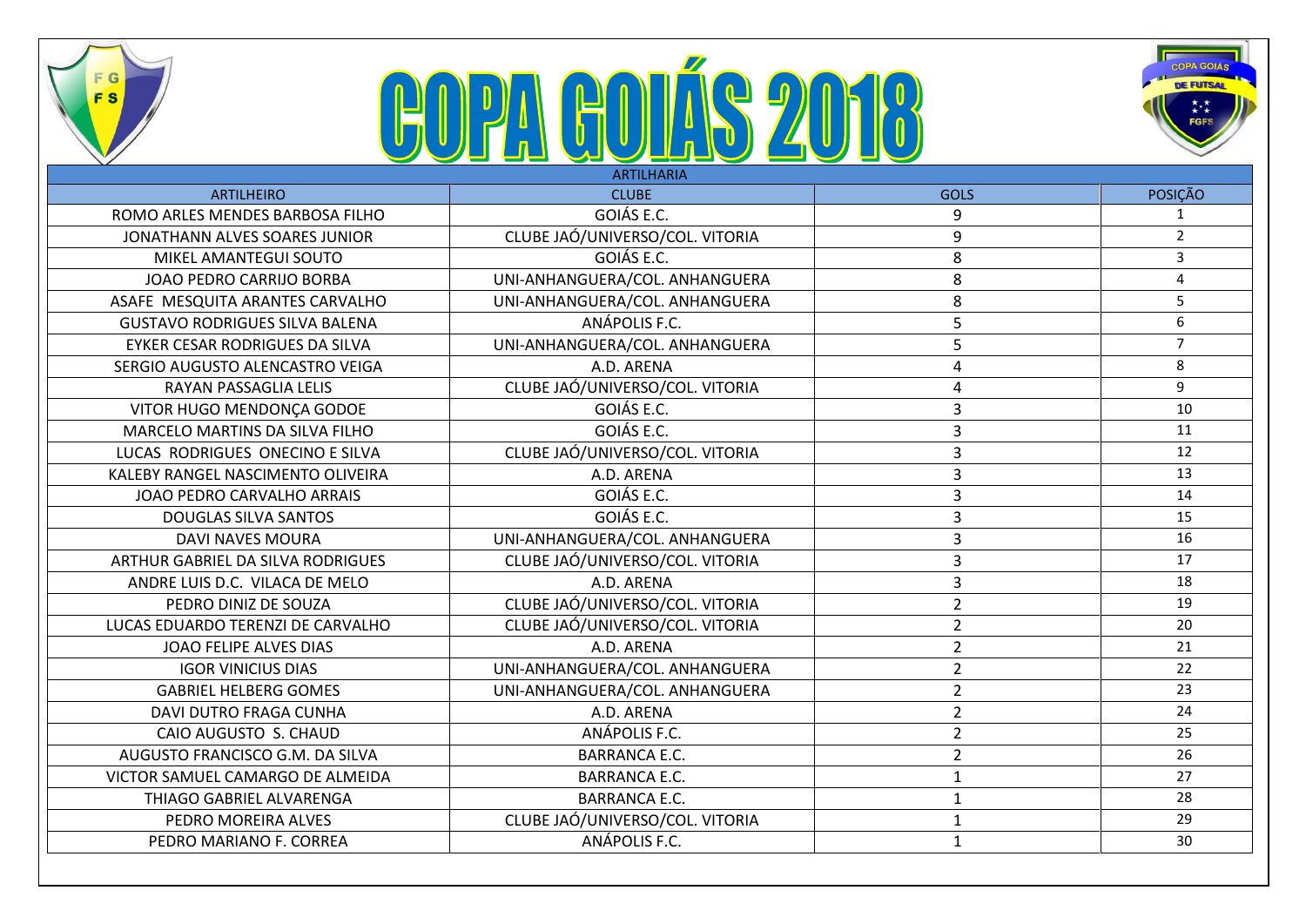# COPA GOIÁS 2018

| ARTILHARIA | | | |
|---|---|---|---|
| ARTILHEIRO | CLUBE | GOLS | POSIÇÃO |
| ROMO ARLES MENDES BARBOSA FILHO | GOIÁS E.C. | 9 | 1 |
| JONATHANN ALVES SOARES JUNIOR | CLUBE JAÓ/UNIVERSO/COL. VITORIA | 9 | 2 |
| MIKEL AMANTEGUI SOUTO | GOIÁS E.C. | 8 | 3 |
| JOAO PEDRO CARRIJO BORBA | UNI-ANHANGUERA/COL. ANHANGUERA | 8 | 4 |
| ASAFE MESQUITA ARANTES CARVALHO | UNI-ANHANGUERA/COL. ANHANGUERA | 8 | 5 |
| GUSTAVO RODRIGUES SILVA BALENA | ANÁPOLIS F.C. | 5 | 6 |
| EYKER CESAR RODRIGUES DA SILVA | UNI-ANHANGUERA/COL. ANHANGUERA | 5 | 7 |
| SERGIO AUGUSTO ALENCASTRO VEIGA | A.D. ARENA | 4 | 8 |
| RAYAN PASSAGLIA LELIS | CLUBE JAÓ/UNIVERSO/COL. VITORIA | 4 | 9 |
| VITOR HUGO MENDONÇA GODOE | GOIÁS E.C. | 3 | 10 |
| MARCELO MARTINS DA SILVA FILHO | GOIÁS E.C. | 3 | 11 |
| LUCAS RODRIGUES ONECINO E SILVA | CLUBE JAÓ/UNIVERSO/COL. VITORIA | 3 | 12 |
| KALEBY RANGEL NASCIMENTO OLIVEIRA | A.D. ARENA | 3 | 13 |
| JOAO PEDRO CARVALHO ARRAIS | GOIÁS E.C. | 3 | 14 |
| DOUGLAS SILVA SANTOS | GOIÁS E.C. | 3 | 15 |
| DAVI NAVES MOURA | UNI-ANHANGUERA/COL. ANHANGUERA | 3 | 16 |
| ARTHUR GABRIEL DA SILVA RODRIGUES | CLUBE JAÓ/UNIVERSO/COL. VITORIA | 3 | 17 |
| ANDRE LUIS D.C. VILACA DE MELO | A.D. ARENA | 3 | 18 |
| PEDRO DINIZ DE SOUZA | CLUBE JAÓ/UNIVERSO/COL. VITORIA | 2 | 19 |
| LUCAS EDUARDO TERENZI DE CARVALHO | CLUBE JAÓ/UNIVERSO/COL. VITORIA | 2 | 20 |
| JOAO FELIPE ALVES DIAS | A.D. ARENA | 2 | 21 |
| IGOR VINICIUS DIAS | UNI-ANHANGUERA/COL. ANHANGUERA | 2 | 22 |
| GABRIEL HELBERG GOMES | UNI-ANHANGUERA/COL. ANHANGUERA | 2 | 23 |
| DAVI DUTRO FRAGA CUNHA | A.D. ARENA | 2 | 24 |
| CAIO AUGUSTO S. CHAUD | ANÁPOLIS F.C. | 2 | 25 |
| AUGUSTO FRANCISCO G.M. DA SILVA | BARRANCA E.C. | 2 | 26 |
| VICTOR SAMUEL CAMARGO DE ALMEIDA | BARRANCA E.C. | 1 | 27 |
| THIAGO GABRIEL ALVARENGA | BARRANCA E.C. | 1 | 28 |
| PEDRO MOREIRA ALVES | CLUBE JAÓ/UNIVERSO/COL. VITORIA | 1 | 29 |
| PEDRO MARIANO F. CORREA | ANÁPOLIS F.C. | 1 | 30 |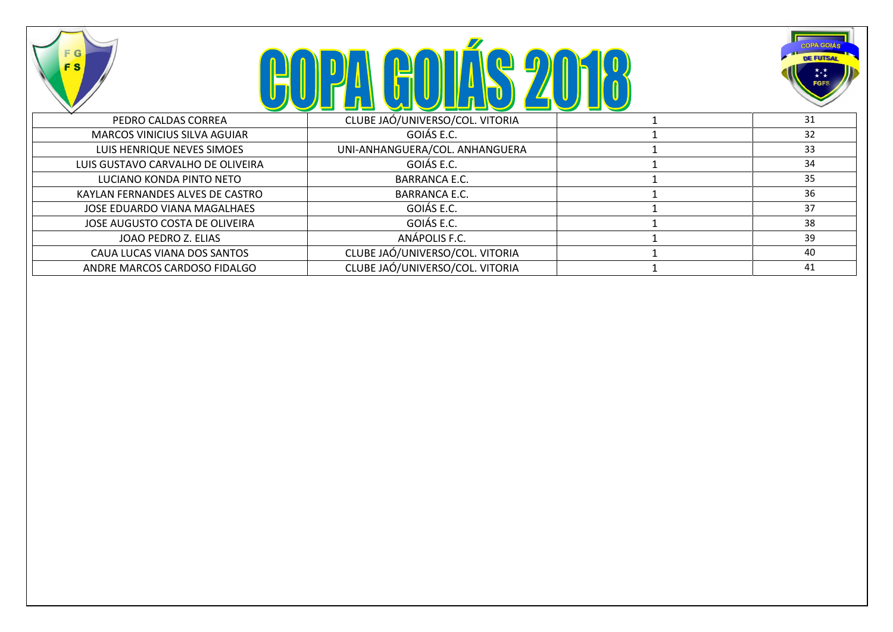# COPA GOIÁS 2018

| | | | |
|---|---|---|---|
| PEDRO CALDAS CORREA | CLUBE JAÓ/UNIVERSO/COL. VITORIA | 1 | 31 |
| MARCOS VINICIUS SILVA AGUIAR | GOIÁS E.C. | 1 | 32 |
| LUIS HENRIQUE NEVES SIMOES | UNI-ANHANGUERA/COL. ANHANGUERA | 1 | 33 |
| LUIS GUSTAVO CARVALHO DE OLIVEIRA | GOIÁS E.C. | 1 | 34 |
| LUCIANO KONDA PINTO NETO | BARRANCA E.C. | 1 | 35 |
| KAYLAN FERNANDES ALVES DE CASTRO | BARRANCA E.C. | 1 | 36 |
| JOSE EDUARDO VIANA MAGALHAES | GOIÁS E.C. | 1 | 37 |
| JOSE AUGUSTO COSTA DE OLIVEIRA | GOIÁS E.C. | 1 | 38 |
| JOAO PEDRO Z. ELIAS | ANÁPOLIS F.C. | 1 | 39 |
| CAUA LUCAS VIANA DOS SANTOS | CLUBE JAÓ/UNIVERSO/COL. VITORIA | 1 | 40 |
| ANDRE MARCOS CARDOSO FIDALGO | CLUBE JAÓ/UNIVERSO/COL. VITORIA | 1 | 41 |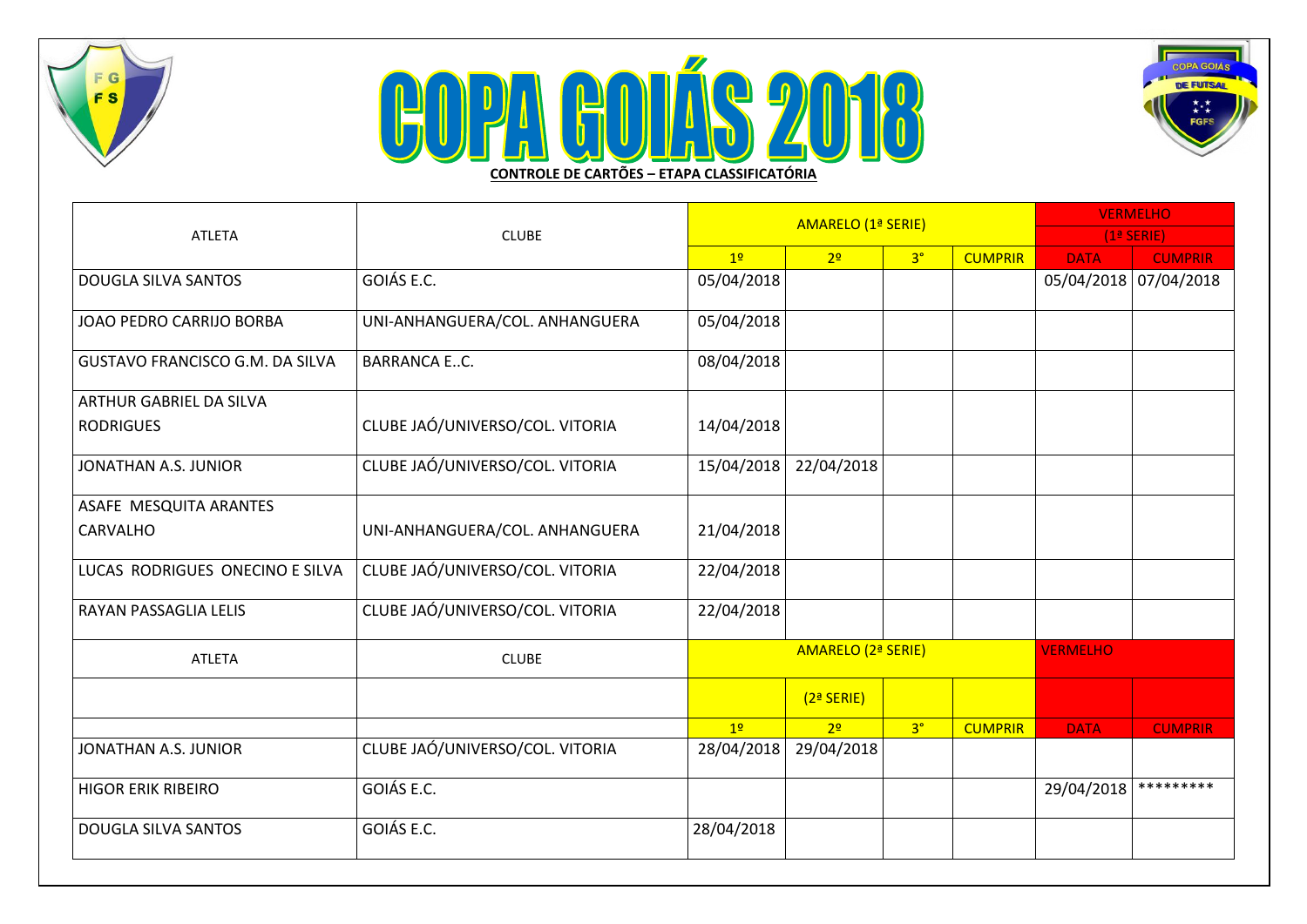# COPA GOIÁS 2018

**CONTROLE DE CARTÕES – ETAPA CLASSIFICATÓRIA**

| ATLETA | CLUBE | AMARELO (1ª SERIE) | | | | VERMELHO (1ª SERIE) | |
|---|---|---|---|---|---|---|---|
| | | 1º | 2º | 3° | CUMPRIR | DATA | CUMPRIR |
| DOUGLA SILVA SANTOS | GOIÁS E.C. | 05/04/2018 | | | | 05/04/2018 | 07/04/2018 |
| JOAO PEDRO CARRIJO BORBA | UNI-ANHANGUERA/COL. ANHANGUERA | 05/04/2018 | | | | | |
| GUSTAVO FRANCISCO G.M. DA SILVA | BARRANCA E..C. | 08/04/2018 | | | | | |
| ARTHUR GABRIEL DA SILVA RODRIGUES | CLUBE JAÓ/UNIVERSO/COL. VITORIA | 14/04/2018 | | | | | |
| JONATHAN A.S. JUNIOR | CLUBE JAÓ/UNIVERSO/COL. VITORIA | 15/04/2018 | 22/04/2018 | | | | |
| ASAFE MESQUITA ARANTES CARVALHO | UNI-ANHANGUERA/COL. ANHANGUERA | 21/04/2018 | | | | | |
| LUCAS RODRIGUES ONECINO E SILVA | CLUBE JAÓ/UNIVERSO/COL. VITORIA | 22/04/2018 | | | | | |
| RAYAN PASSAGLIA LELIS | CLUBE JAÓ/UNIVERSO/COL. VITORIA | 22/04/2018 | | | | | |
| ATLETA | CLUBE | AMARELO (2ª SERIE) | | | | VERMELHO | |
| | | | (2ª SERIE) | | | | |
| | | 1º | 2º | 3° | CUMPRIR | DATA | CUMPRIR |
| JONATHAN A.S. JUNIOR | CLUBE JAÓ/UNIVERSO/COL. VITORIA | 28/04/2018 | 29/04/2018 | | | | |
| HIGOR ERIK RIBEIRO | GOIÁS E.C. | | | | | 29/04/2018 | ********* |
| DOUGLA SILVA SANTOS | GOIÁS E.C. | 28/04/2018 | | | | | |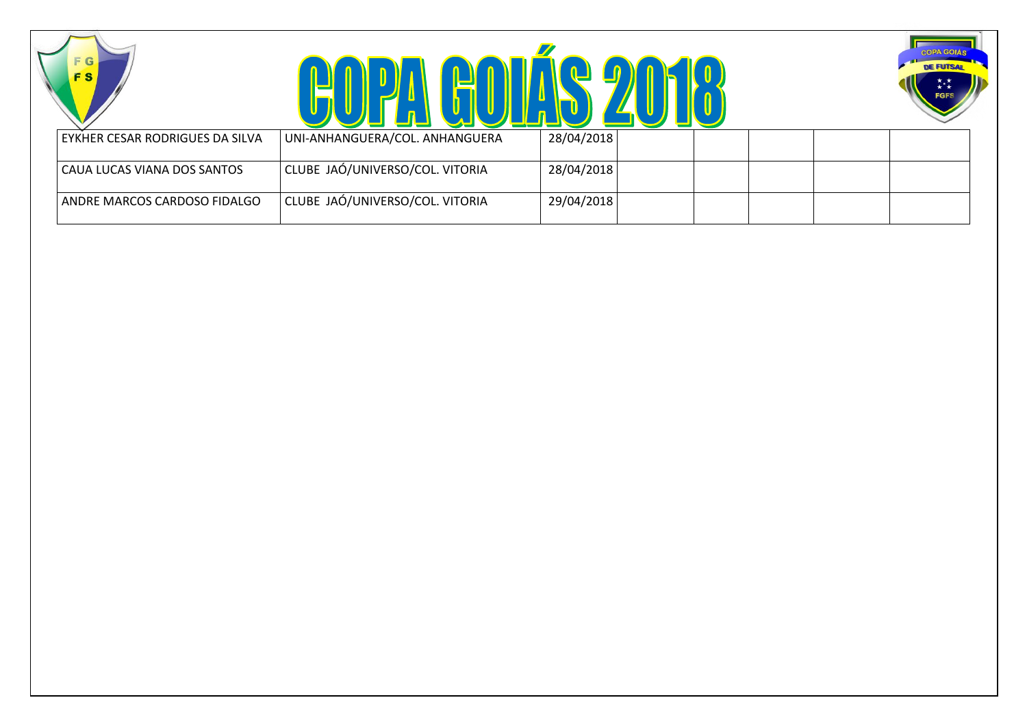# COPA GOIÁS 2018

| | | | | | | | |
|---|---|---|---|---|---|---|---|
| EYKHER CESAR RODRIGUES DA SILVA | UNI-ANHANGUERA/COL. ANHANGUERA | 28/04/2018 | | | | | |
| CAUA LUCAS VIANA DOS SANTOS | CLUBE JAÓ/UNIVERSO/COL. VITORIA | 28/04/2018 | | | | | |
| ANDRE MARCOS CARDOSO FIDALGO | CLUBE JAÓ/UNIVERSO/COL. VITORIA | 29/04/2018 | | | | | |